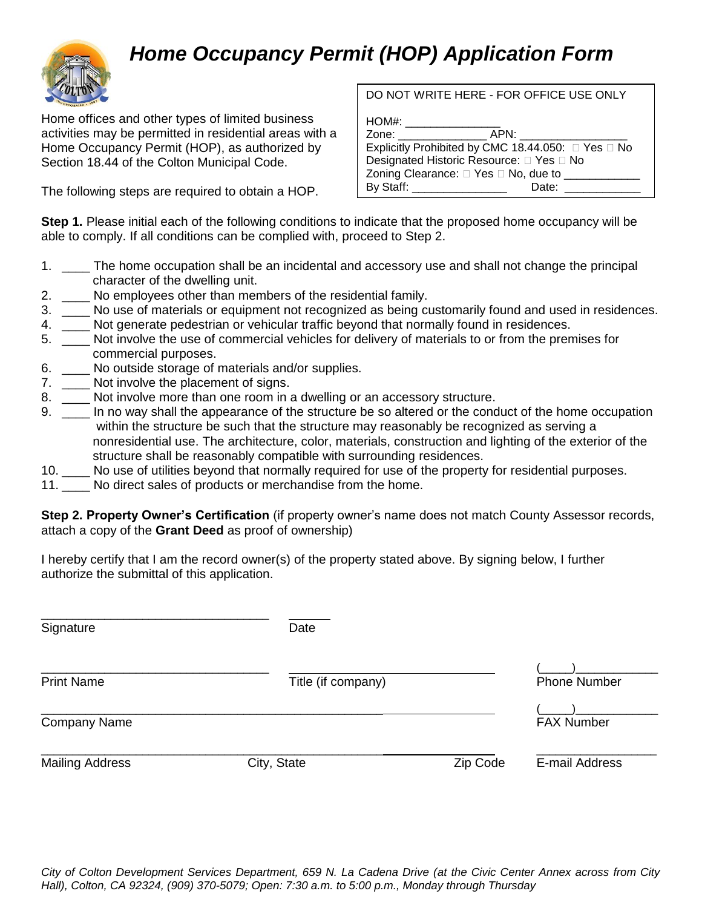# *Home Occupancy Permit (HOP) Application Form*

Home offices and other types of limited business activities may be permitted in residential areas with a Home Occupancy Permit (HOP), as authorized by Section 18.44 of the Colton Municipal Code.

The following steps are required to obtain a HOP.

| DO NOT WRITE HERE - FOR OFFICE USE ONLY |
|---|
| HOM#: _______________ |
| Zone: ______________ APN: _________________ |
| Explicitly Prohibited by CMC 18.44.050: ☐ Yes ☐ No |
| Designated Historic Resource: ☐ Yes ☐ No |
| Zoning Clearance: ☐ Yes ☐ No, due to ____________ |
| By Staff: _______________ Date: ____________ |

**Step 1.** Please initial each of the following conditions to indicate that the proposed home occupancy will be able to comply. If all conditions can be complied with, proceed to Step 2.

1. ____ The home occupation shall be an incidental and accessory use and shall not change the principal character of the dwelling unit.
2. ____ No employees other than members of the residential family.
3. ____ No use of materials or equipment not recognized as being customarily found and used in residences.
4. ____ Not generate pedestrian or vehicular traffic beyond that normally found in residences.
5. ____ Not involve the use of commercial vehicles for delivery of materials to or from the premises for commercial purposes.
6. ____ No outside storage of materials and/or supplies.
7. ____ Not involve the placement of signs.
8. ____ Not involve more than one room in a dwelling or an accessory structure.
9. ____ In no way shall the appearance of the structure be so altered or the conduct of the home occupation within the structure be such that the structure may reasonably be recognized as serving a nonresidential use. The architecture, color, materials, construction and lighting of the exterior of the structure shall be reasonably compatible with surrounding residences.
10. ____ No use of utilities beyond that normally required for use of the property for residential purposes.
11. ____ No direct sales of products or merchandise from the home.

**Step 2. Property Owner's Certification** (if property owner's name does not match County Assessor records, attach a copy of the **Grant Deed** as proof of ownership)

I hereby certify that I am the record owner(s) of the property stated above. By signing below, I further authorize the submittal of this application.

__________________________________ ______
Signature Date

__________________________________ ______________________________ (_____)____________
Print Name Title (if company) Phone Number

____________________________________________________________ (_____)____________
Company Name FAX Number

____________________________________________________________ __________________
Mailing Address City, State Zip Code E-mail Address

*City of Colton Development Services Department, 659 N. La Cadena Drive (at the Civic Center Annex across from City Hall), Colton, CA 92324, (909) 370-5079; Open: 7:30 a.m. to 5:00 p.m., Monday through Thursday*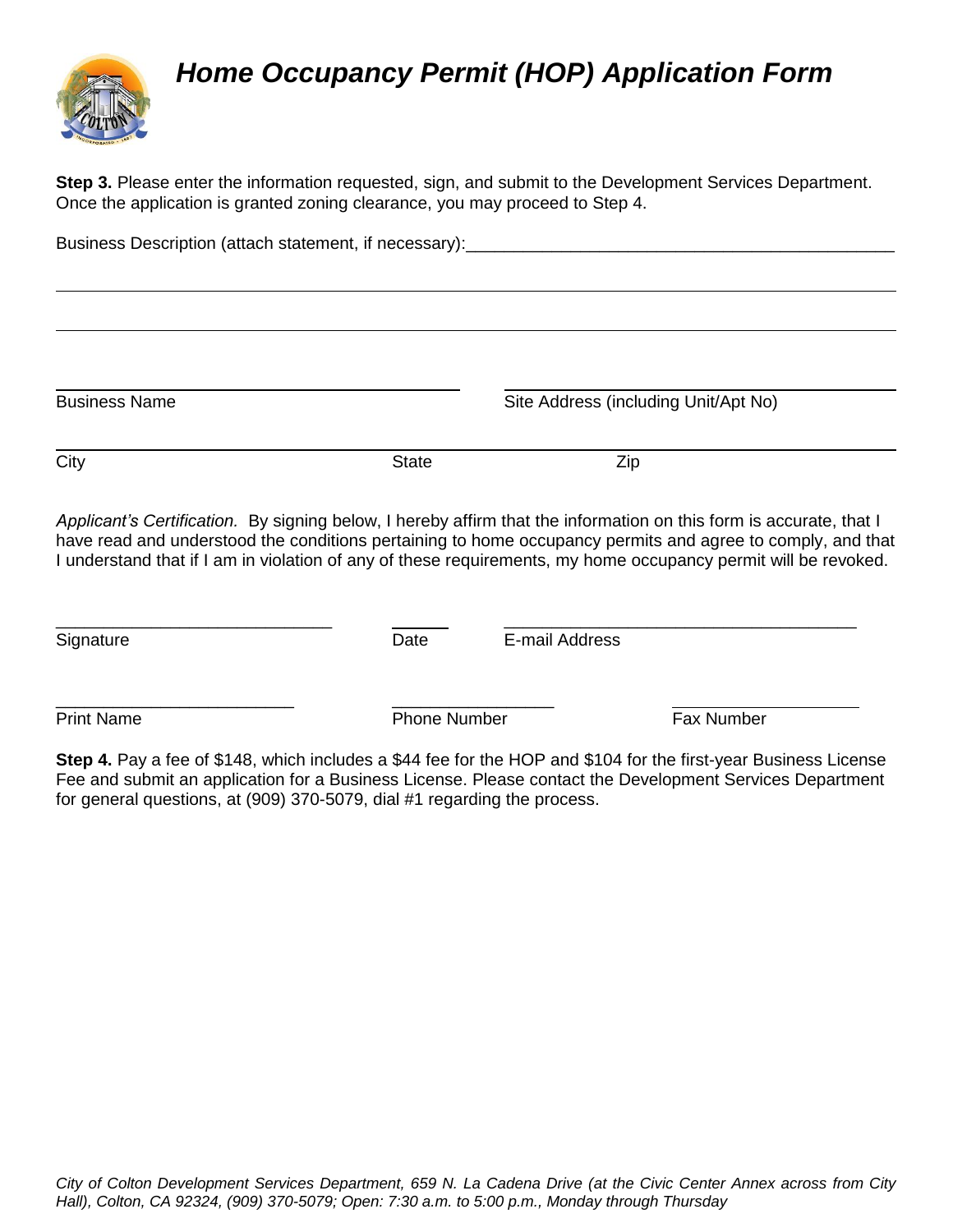# Home Occupancy Permit (HOP) Application Form

**Step 3.** Please enter the information requested, sign, and submit to the Development Services Department. Once the application is granted zoning clearance, you may proceed to Step 4.

Business Description (attach statement, if necessary):_______________________________________________

_______________________________________________________________________________________

_______________________________________________________________________________________

_______________________________________ &nbsp;&nbsp;&nbsp; _______________________________________
Business Name &nbsp;&nbsp;&nbsp; Site Address (including Unit/Apt No)

_______________________________________________________________________________________
City &nbsp;&nbsp;&nbsp; State &nbsp;&nbsp;&nbsp; Zip

*Applicant's Certification.* By signing below, I hereby affirm that the information on this form is accurate, that I have read and understood the conditions pertaining to home occupancy permits and agree to comply, and that I understand that if I am in violation of any of these requirements, my home occupancy permit will be revoked.

______________________________ &nbsp;&nbsp;&nbsp; ______ &nbsp;&nbsp;&nbsp; ______________________________________
Signature &nbsp;&nbsp;&nbsp; Date &nbsp;&nbsp;&nbsp; E-mail Address

__________________________ &nbsp;&nbsp;&nbsp; _________________ &nbsp;&nbsp;&nbsp; ____________________
Print Name &nbsp;&nbsp;&nbsp; Phone Number &nbsp;&nbsp;&nbsp; Fax Number

**Step 4.** Pay a fee of $148, which includes a $44 fee for the HOP and $104 for the first-year Business License Fee and submit an application for a Business License. Please contact the Development Services Department for general questions, at (909) 370-5079, dial #1 regarding the process.

*City of Colton Development Services Department, 659 N. La Cadena Drive (at the Civic Center Annex across from City Hall), Colton, CA 92324, (909) 370-5079; Open: 7:30 a.m. to 5:00 p.m., Monday through Thursday*